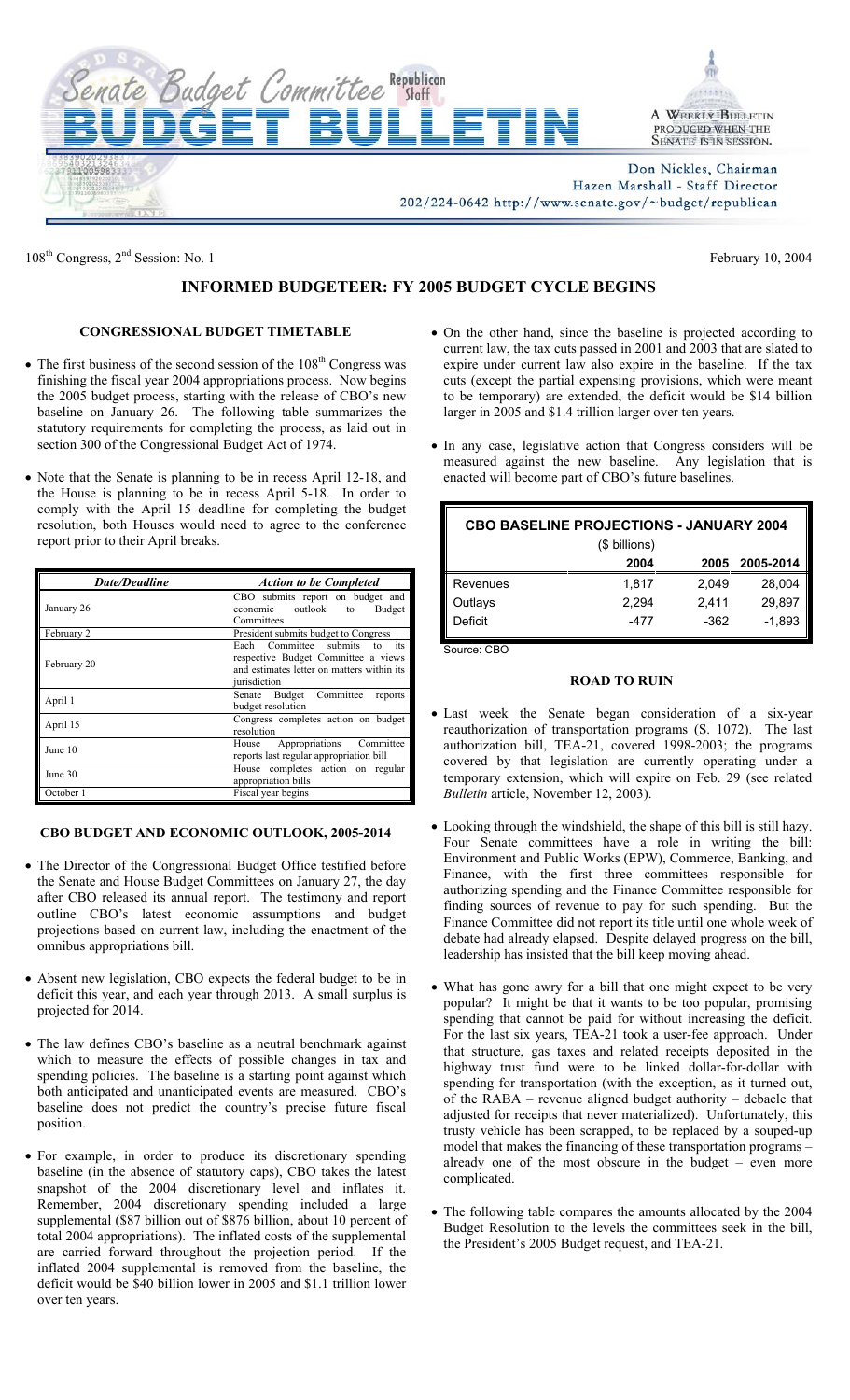# Senate Budget Committee Republican Staff

# BUDGET BULLETIN

A WEEKLY BULLETIN PRODUCED WHEN THE SENATE IS IN SESSION.

Don Nickles, Chairman
Hazen Marshall - Staff Director
202/224-0642 http://www.senate.gov/~budget/republican

108th Congress, 2nd Session: No. 1 — February 10, 2004

## INFORMED BUDGETEER: FY 2005 BUDGET CYCLE BEGINS

### CONGRESSIONAL BUDGET TIMETABLE

- The first business of the second session of the 108th Congress was finishing the fiscal year 2004 appropriations process. Now begins the 2005 budget process, starting with the release of CBO's new baseline on January 26. The following table summarizes the statutory requirements for completing the process, as laid out in section 300 of the Congressional Budget Act of 1974.

- Note that the Senate is planning to be in recess April 12-18, and the House is planning to be in recess April 5-18. In order to comply with the April 15 deadline for completing the budget resolution, both Houses would need to agree to the conference report prior to their April breaks.

| *Date/Deadline* | *Action to be Completed* |
|---|---|
| January 26 | CBO submits report on budget and economic outlook to Budget Committees |
| February 2 | President submits budget to Congress |
| February 20 | Each Committee submits to its respective Budget Committee a views and estimates letter on matters within its jurisdiction |
| April 1 | Senate Budget Committee reports budget resolution |
| April 15 | Congress completes action on budget resolution |
| June 10 | House Appropriations Committee reports last regular appropriation bill |
| June 30 | House completes action on regular appropriation bills |
| October 1 | Fiscal year begins |

### CBO BUDGET AND ECONOMIC OUTLOOK, 2005-2014

- The Director of the Congressional Budget Office testified before the Senate and House Budget Committees on January 27, the day after CBO released its annual report. The testimony and report outline CBO's latest economic assumptions and budget projections based on current law, including the enactment of the omnibus appropriations bill.

- Absent new legislation, CBO expects the federal budget to be in deficit this year, and each year through 2013. A small surplus is projected for 2014.

- The law defines CBO's baseline as a neutral benchmark against which to measure the effects of possible changes in tax and spending policies. The baseline is a starting point against which both anticipated and unanticipated events are measured. CBO's baseline does not predict the country's precise future fiscal position.

- For example, in order to produce its discretionary spending baseline (in the absence of statutory caps), CBO takes the latest snapshot of the 2004 discretionary level and inflates it. Remember, 2004 discretionary spending included a large supplemental ($87 billion out of $876 billion, about 10 percent of total 2004 appropriations). The inflated costs of the supplemental are carried forward throughout the projection period. If the inflated 2004 supplemental is removed from the baseline, the deficit would be $40 billion lower in 2005 and $1.1 trillion lower over ten years.

- On the other hand, since the baseline is projected according to current law, the tax cuts passed in 2001 and 2003 that are slated to expire under current law also expire in the baseline. If the tax cuts (except the partial expensing provisions, which were meant to be temporary) are extended, the deficit would be $14 billion larger in 2005 and $1.4 trillion larger over ten years.

- In any case, legislative action that Congress considers will be measured against the new baseline. Any legislation that is enacted will become part of CBO's future baselines.

**CBO BASELINE PROJECTIONS - JANUARY 2004**
($ billions)

| | 2004 | 2005 | 2005-2014 |
|---|---|---|---|
| Revenues | 1,817 | 2,049 | 28,004 |
| Outlays | 2,294 | 2,411 | 29,897 |
| Deficit | -477 | -362 | -1,893 |

Source: CBO

### ROAD TO RUIN

- Last week the Senate began consideration of a six-year reauthorization of transportation programs (S. 1072). The last authorization bill, TEA-21, covered 1998-2003; the programs covered by that legislation are currently operating under a temporary extension, which will expire on Feb. 29 (see related *Bulletin* article, November 12, 2003).

- Looking through the windshield, the shape of this bill is still hazy. Four Senate committees have a role in writing the bill: Environment and Public Works (EPW), Commerce, Banking, and Finance, with the first three committees responsible for authorizing spending and the Finance Committee responsible for finding sources of revenue to pay for such spending. But the Finance Committee did not report its title until one whole week of debate had already elapsed. Despite delayed progress on the bill, leadership has insisted that the bill keep moving ahead.

- What has gone awry for a bill that one might expect to be very popular? It might be that it wants to be too popular, promising spending that cannot be paid for without increasing the deficit. For the last six years, TEA-21 took a user-fee approach. Under that structure, gas taxes and related receipts deposited in the highway trust fund were to be linked dollar-for-dollar with spending for transportation (with the exception, as it turned out, of the RABA – revenue aligned budget authority – debacle that adjusted for receipts that never materialized). Unfortunately, this trusty vehicle has been scrapped, to be replaced by a souped-up model that makes the financing of these transportation programs – already one of the most obscure in the budget – even more complicated.

- The following table compares the amounts allocated by the 2004 Budget Resolution to the levels the committees seek in the bill, the President's 2005 Budget request, and TEA-21.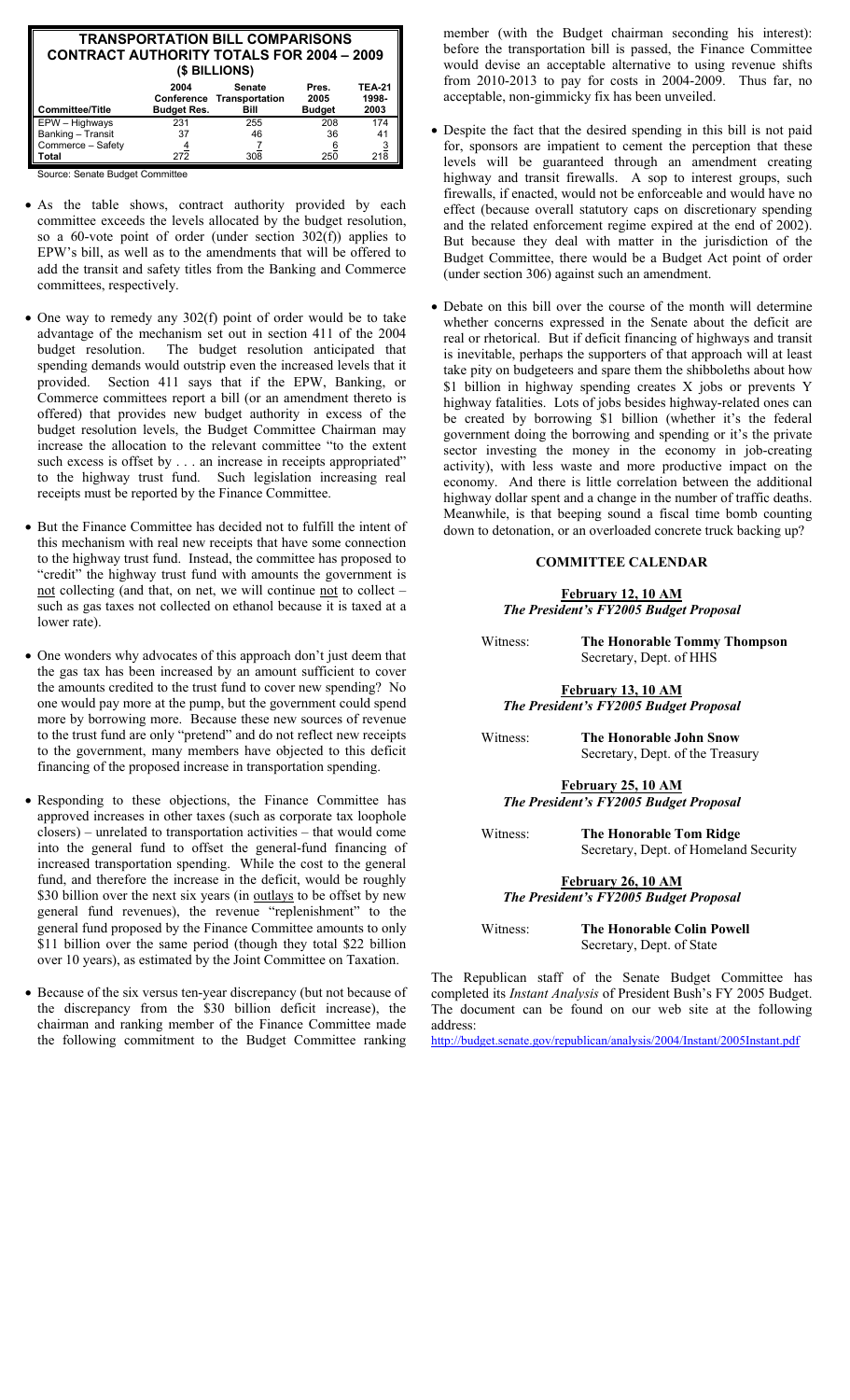## TRANSPORTATION BILL COMPARISONS
## CONTRACT AUTHORITY TOTALS FOR 2004 – 2009
### ($ BILLIONS)

| Committee/Title | 2004 Conference Budget Res. | Senate Transportation Bill | Pres. 2005 Budget | TEA-21 1998-2003 |
|---|---|---|---|---|
| EPW – Highways | 231 | 255 | 208 | 174 |
| Banking – Transit | 37 | 46 | 36 | 41 |
| Commerce – Safety | 4 | 7 | 6 | 3 |
| Total | 272 | 308 | 250 | 218 |

Source: Senate Budget Committee

- As the table shows, contract authority provided by each committee exceeds the levels allocated by the budget resolution, so a 60-vote point of order (under section 302(f)) applies to EPW's bill, as well as to the amendments that will be offered to add the transit and safety titles from the Banking and Commerce committees, respectively.

- One way to remedy any 302(f) point of order would be to take advantage of the mechanism set out in section 411 of the 2004 budget resolution. The budget resolution anticipated that spending demands would outstrip even the increased levels that it provided. Section 411 says that if the EPW, Banking, or Commerce committees report a bill (or an amendment thereto is offered) that provides new budget authority in excess of the budget resolution levels, the Budget Committee Chairman may increase the allocation to the relevant committee "to the extent such excess is offset by . . . an increase in receipts appropriated" to the highway trust fund. Such legislation increasing real receipts must be reported by the Finance Committee.

- But the Finance Committee has decided not to fulfill the intent of this mechanism with real new receipts that have some connection to the highway trust fund. Instead, the committee has proposed to "credit" the highway trust fund with amounts the government is not collecting (and that, on net, we will continue not to collect – such as gas taxes not collected on ethanol because it is taxed at a lower rate).

- One wonders why advocates of this approach don't just deem that the gas tax has been increased by an amount sufficient to cover the amounts credited to the trust fund to cover new spending? No one would pay more at the pump, but the government could spend more by borrowing more. Because these new sources of revenue to the trust fund are only "pretend" and do not reflect new receipts to the government, many members have objected to this deficit financing of the proposed increase in transportation spending.

- Responding to these objections, the Finance Committee has approved increases in other taxes (such as corporate tax loophole closers) – unrelated to transportation activities – that would come into the general fund to offset the general-fund financing of increased transportation spending. While the cost to the general fund, and therefore the increase in the deficit, would be roughly $30 billion over the next six years (in outlays to be offset by new general fund revenues), the revenue "replenishment" to the general fund proposed by the Finance Committee amounts to only $11 billion over the same period (though they total $22 billion over 10 years), as estimated by the Joint Committee on Taxation.

- Because of the six versus ten-year discrepancy (but not because of the discrepancy from the $30 billion deficit increase), the chairman and ranking member of the Finance Committee made the following commitment to the Budget Committee ranking member (with the Budget chairman seconding his interest): before the transportation bill is passed, the Finance Committee would devise an acceptable alternative to using revenue shifts from 2010-2013 to pay for costs in 2004-2009. Thus far, no acceptable, non-gimmicky fix has been unveiled.

- Despite the fact that the desired spending in this bill is not paid for, sponsors are impatient to cement the perception that these levels will be guaranteed through an amendment creating highway and transit firewalls. A sop to interest groups, such firewalls, if enacted, would not be enforceable and would have no effect (because overall statutory caps on discretionary spending and the related enforcement regime expired at the end of 2002). But because they deal with matter in the jurisdiction of the Budget Committee, there would be a Budget Act point of order (under section 306) against such an amendment.

- Debate on this bill over the course of the month will determine whether concerns expressed in the Senate about the deficit are real or rhetorical. But if deficit financing of highways and transit is inevitable, perhaps the supporters of that approach will at least take pity on budgeteers and spare them the shibboleths about how $1 billion in highway spending creates X jobs or prevents Y highway fatalities. Lots of jobs besides highway-related ones can be created by borrowing $1 billion (whether it's the federal government doing the borrowing and spending or it's the private sector investing the money in the economy in job-creating activity), with less waste and more productive impact on the economy. And there is little correlation between the additional highway dollar spent and a change in the number of traffic deaths. Meanwhile, is that beeping sound a fiscal time bomb counting down to detonation, or an overloaded concrete truck backing up?

## COMMITTEE CALENDAR

**February 12, 10 AM**
***The President's FY2005 Budget Proposal***

Witness: **The Honorable Tommy Thompson**
Secretary, Dept. of HHS

**February 13, 10 AM**
***The President's FY2005 Budget Proposal***

Witness: **The Honorable John Snow**
Secretary, Dept. of the Treasury

**February 25, 10 AM**
***The President's FY2005 Budget Proposal***

Witness: **The Honorable Tom Ridge**
Secretary, Dept. of Homeland Security

**February 26, 10 AM**
***The President's FY2005 Budget Proposal***

Witness: **The Honorable Colin Powell**
Secretary, Dept. of State

The Republican staff of the Senate Budget Committee has completed its *Instant Analysis* of President Bush's FY 2005 Budget. The document can be found on our web site at the following address:

http://budget.senate.gov/republican/analysis/2004/Instant/2005Instant.pdf